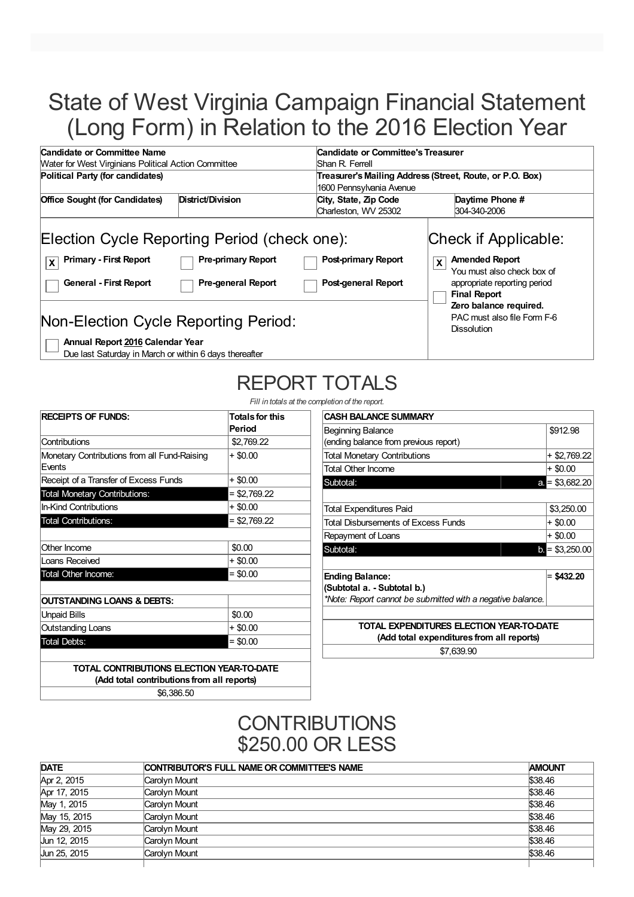# State of West Virginia Campaign Financial Statement (Long Form) in Relation to the 2016 Election Year

| **Candidate or Committee Name** | | **Candidate or Committee's Treasurer** | |
|---|---|---|---|
| Water for West Virginians Political Action Committee | | Shan R. Ferrell | |
| **Political Party (for candidates)** | | **Treasurer's Mailing Address (Street, Route, or P.O. Box)** | |
| | | 1600 Pennsylvania Avenue | |
| **Office Sought (for Candidates)** | **District/Division** | **City, State, Zip Code** | **Daytime Phone #** |
| | | Charleston, WV 25302 | 304-340-2006 |

## Election Cycle Reporting Period (check one):

- [X] **Primary - First Report**
- [ ] **Pre-primary Report**
- [ ] **Post-primary Report**
- [ ] **General - First Report**
- [ ] **Pre-general Report**
- [ ] **Post-general Report**

## Check if Applicable:

- [X] **Amended Report** You must also check box of appropriate reporting period
- [ ] **Final Report** **Zero balance required.** PAC must also file Form F-6 Dissolution

## Non-Election Cycle Reporting Period:

- [ ] **Annual Report 2016 Calendar Year** Due last Saturday in March or within 6 days thereafter

## REPORT TOTALS

*Fill in totals at the completion of the report.*

| **RECEIPTS OF FUNDS:** | **Totals for this Period** |
|---|---|
| Contributions | $2,769.22 |
| Monetary Contributions from all Fund-Raising Events | + $0.00 |
| Receipt of a Transfer of Excess Funds | + $0.00 |
| Total Monetary Contributions: | = $2,769.22 |
| In-Kind Contributions | + $0.00 |
| Total Contributions: | = $2,769.22 |
| | |
| Other Income | $0.00 |
| Loans Received | + $0.00 |
| Total Other Income: | = $0.00 |
| | |
| **OUTSTANDING LOANS & DEBTS:** | |
| Unpaid Bills | $0.00 |
| Outstanding Loans | + $0.00 |
| Total Debts: | = $0.00 |

| **TOTAL CONTRIBUTIONS ELECTION YEAR-TO-DATE (Add total contributions from all reports)** |
|---|
| $6,386.50 |

| **CASH BALANCE SUMMARY** | |
|---|---|
| Beginning Balance (ending balance from previous report) | $912.98 |
| Total Monetary Contributions | + $2,769.22 |
| Total Other Income | + $0.00 |
| Subtotal: a. | = $3,682.20 |
| | |
| Total Expenditures Paid | $3,250.00 |
| Total Disbursements of Excess Funds | + $0.00 |
| Repayment of Loans | + $0.00 |
| Subtotal: b. | = $3,250.00 |
| | |
| **Ending Balance: (Subtotal a. - Subtotal b.)** *Note: Report cannot be submitted with a negative balance.* | = **$432.20** |

| **TOTAL EXPENDITURES ELECTION YEAR-TO-DATE (Add total expenditures from all reports)** |
|---|
| $7,639.90 |

## CONTRIBUTIONS $250.00 OR LESS

| DATE | CONTRIBUTOR'S FULL NAME OR COMMITTEE'S NAME | AMOUNT |
|---|---|---|
| Apr 2, 2015 | Carolyn Mount | $38.46 |
| Apr 17, 2015 | Carolyn Mount | $38.46 |
| May 1, 2015 | Carolyn Mount | $38.46 |
| May 15, 2015 | Carolyn Mount | $38.46 |
| May 29, 2015 | Carolyn Mount | $38.46 |
| Jun 12, 2015 | Carolyn Mount | $38.46 |
| Jun 25, 2015 | Carolyn Mount | $38.46 |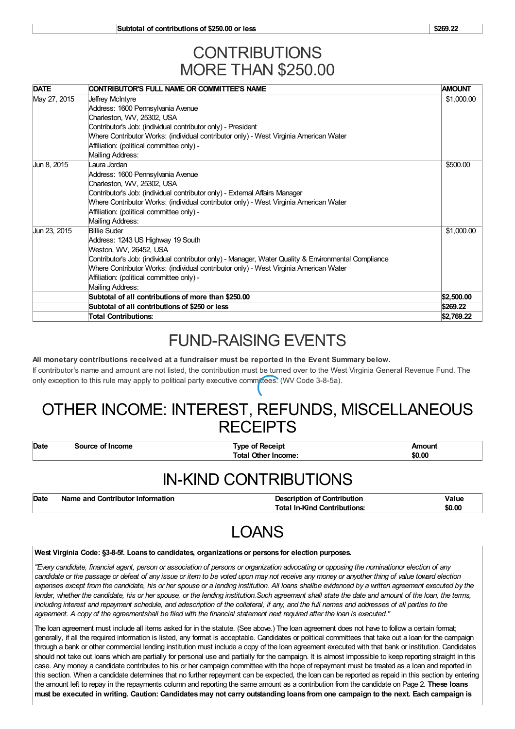| | Subtotal of contributions of $250.00 or less | $269.22 |
|---|---|---|

# CONTRIBUTIONS MORE THAN $250.00

| DATE | CONTRIBUTOR'S FULL NAME OR COMMITTEE'S NAME | AMOUNT |
|---|---|---|
| May 27, 2015 | Jeffrey McIntyre<br>Address: 1600 Pennsylvania Avenue<br>Charleston, WV, 25302, USA<br>Contributor's Job: (individual contributor only) - President<br>Where Contributor Works: (individual contributor only) - West Virginia American Water<br>Affiliation: (political committee only) -<br>Mailing Address: | $1,000.00 |
| Jun 8, 2015 | Laura Jordan<br>Address: 1600 Pennsylvania Avenue<br>Charleston, WV, 25302, USA<br>Contributor's Job: (individual contributor only) - External Affairs Manager<br>Where Contributor Works: (individual contributor only) - West Virginia American Water<br>Affiliation: (political committee only) -<br>Mailing Address: | $500.00 |
| Jun 23, 2015 | Billie Suder<br>Address: 1243 US Highway 19 South<br>Weston, WV, 26452, USA<br>Contributor's Job: (individual contributor only) - Manager, Water Quality & Environmental Compliance<br>Where Contributor Works: (individual contributor only) - West Virginia American Water<br>Affiliation: (political committee only) -<br>Mailing Address: | $1,000.00 |
| | **Subtotal of all contributions of more than $250.00** | **$2,500.00** |
| | **Subtotal of all contributions of $250 or less** | **$269.22** |
| | **Total Contributions:** | **$2,769.22** |

# FUND-RAISING EVENTS

**All monetary contributions received at a fundraiser must be reported in the Event Summary below.**

If contributor's name and amount are not listed, the contribution must be turned over to the West Virginia General Revenue Fund. The only exception to this rule may apply to political party executive committees. (WV Code 3-8-5a).

# OTHER INCOME: INTEREST, REFUNDS, MISCELLANEOUS RECEIPTS

| Date | Source of Income | Type of Receipt | Amount |
|---|---|---|---|
| | | **Total Other Income:** | **$0.00** |

# IN-KIND CONTRIBUTIONS

| Date | Name and Contributor Information | Description of Contribution | Value |
|---|---|---|---|
| | | **Total In-Kind Contributions:** | **$0.00** |

# LOANS

**West Virginia Code: §3-8-5f. Loans to candidates, organizations or persons for election purposes.**

*"Every candidate, financial agent, person or association of persons or organization advocating or opposing the nominationor election of any candidate or the passage or defeat of any issue or item to be voted upon may not receive any money or anyother thing of value toward election expenses except from the candidate, his or her spouse or a lending institution. All loans shallbe evidenced by a written agreement executed by the lender, whether the candidate, his or her spouse, or the lending institution.Such agreement shall state the date and amount of the loan, the terms, including interest and repayment schedule, and adescription of the collateral, if any, and the full names and addresses of all parties to the agreement. A copy of the agreementshall be filed with the financial statement next required after the loan is executed."*

The loan agreement must include all items asked for in the statute. (See above.) The loan agreement does not have to follow a certain format; generally, if all the required information is listed, any format is acceptable. Candidates or political committees that take out a loan for the campaign through a bank or other commercial lending institution must include a copy of the loan agreement executed with that bank or institution. Candidates should not take out loans which are partially for personal use and partially for the campaign. It is almost impossible to keep reporting straight in this case. Any money a candidate contributes to his or her campaign committee with the hope of repayment must be treated as a loan and reported in this section. When a candidate determines that no further repayment can be expected, the loan can be reported as repaid in this section by entering the amount left to repay in the repayments column and reporting the same amount as a contribution from the candidate on Page 2. **These loans must be executed in writing. Caution: Candidates may not carry outstanding loans from one campaign to the next. Each campaign is**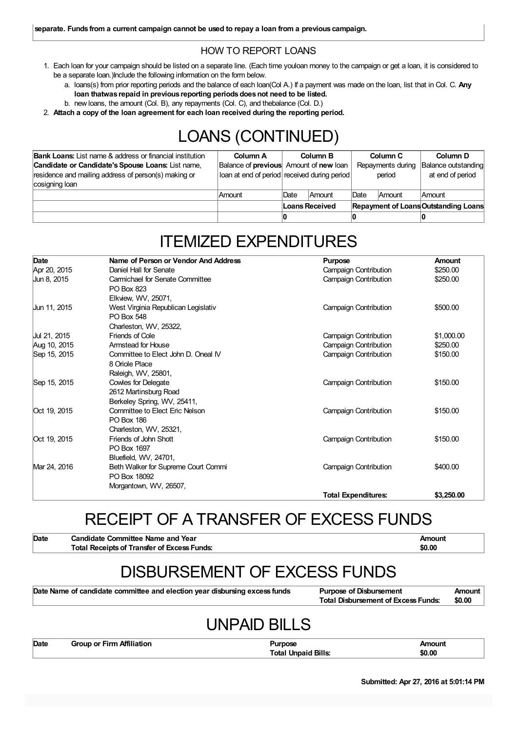**separate. Funds from a current campaign cannot be used to repay a loan from a previous campaign.**

HOW TO REPORT LOANS

1. Each loan for your campaign should be listed on a separate line. (Each time youloan money to the campaign or get a loan, it is considered to be a separate loan.)Include the following information on the form below.
   a. loans(s) from prior reporting periods and the balance of each loan(Col A.) If a payment was made on the loan, list that in Col. C. **Any loan thatwas repaid in previous reporting periods does not need to be listed.**
   b. new loans, the amount (Col. B), any repayments (Col. C), and thebalance (Col. D.)
2. **Attach a copy of the loan agreement for each loan received during the reporting period.**

# LOANS (CONTINUED)

| **Bank Loans:** List name & address or financial institution **Candidate or Candidate's Spouse Loans:** List name, residence and mailing address of person(s) making or cosigning loan | **Column A** Balance of **previous** loan at end of period | **Column B** Amount of **new** loan received during period | | **Column C** Repayments during period | | **Column D** Balance outstanding at end of period |
|---|---|---|---|---|---|---|
| | Amount | Date | Amount | Date | Amount | Amount |
| | | **Loans Received** | | **Repayment of Loans** | | **Outstanding Loans** |
| | | 0 | | 0 | | 0 |

# ITEMIZED EXPENDITURES

| Date | Name of Person or Vendor And Address | Purpose | Amount |
|---|---|---|---|
| Apr 20, 2015 | Daniel Hall for Senate | Campaign Contribution | $250.00 |
| Jun 8, 2015 | Carmichael for Senate Committee<br>PO Box 823<br>Elkview, WV, 25071, | Campaign Contribution | $250.00 |
| Jun 11, 2015 | West Virginia Republican Legislativ<br>PO Box 548<br>Charleston, WV, 25322, | Campaign Contribution | $500.00 |
| Jul 21, 2015 | Friends of Cole | Campaign Contribution | $1,000.00 |
| Aug 10, 2015 | Armstead for House | Campaign Contribution | $250.00 |
| Sep 15, 2015 | Committee to Elect John D. Oneal IV<br>8 Oriole Place<br>Raleigh, WV, 25801, | Campaign Contribution | $150.00 |
| Sep 15, 2015 | Cowles for Delegate<br>2612 Martinsburg Road<br>Berkeley Spring, WV, 25411, | Campaign Contribution | $150.00 |
| Oct 19, 2015 | Committee to Elect Eric Nelson<br>PO Box 186<br>Charleston, WV, 25321, | Campaign Contribution | $150.00 |
| Oct 19, 2015 | Friends of John Shott<br>PO Box 1697<br>Bluefield, WV, 24701, | Campaign Contribution | $150.00 |
| Mar 24, 2016 | Beth Walker for Supreme Court Commi<br>PO Box 18092<br>Morgantown, WV, 26507, | Campaign Contribution | $400.00 |
| | | **Total Expenditures:** | **$3,250.00** |

# RECEIPT OF A TRANSFER OF EXCESS FUNDS

| Date | Candidate Committee Name and Year | Amount |
|---|---|---|
| | **Total Receipts of Transfer of Excess Funds:** | **$0.00** |

# DISBURSEMENT OF EXCESS FUNDS

| Date | Name of candidate committee and election year disbursing excess funds | Purpose of Disbursement | Amount |
|---|---|---|---|
| | | **Total Disbursement of Excess Funds:** | **$0.00** |

# UNPAID BILLS

| Date | Group or Firm Affiliation | Purpose | Amount |
|---|---|---|---|
| | | **Total Unpaid Bills:** | **$0.00** |

**Submitted: Apr 27, 2016 at 5:01:14 PM**